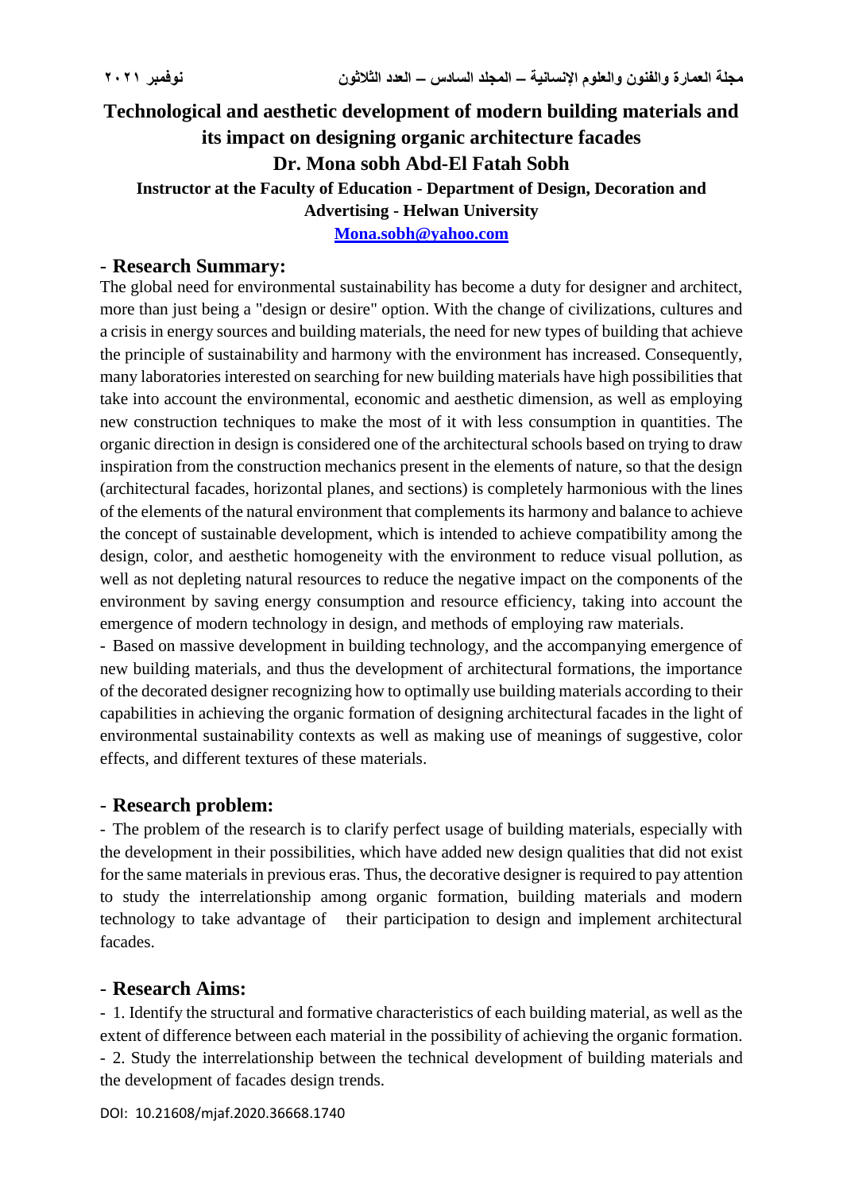# Technological and aesthetic development of modern building materials and its impact on designing organic architecture facades

**Dr. Mona sobh Abd-El Fatah Sobh**

**Instructor at the Faculty of Education - Department of Design, Decoration and Advertising - Helwan University**

**Mona.sobh@yahoo.com**

## - Research Summary:

The global need for environmental sustainability has become a duty for designer and architect, more than just being a "design or desire" option. With the change of civilizations, cultures and a crisis in energy sources and building materials, the need for new types of building that achieve the principle of sustainability and harmony with the environment has increased. Consequently, many laboratories interested on searching for new building materials have high possibilities that take into account the environmental, economic and aesthetic dimension, as well as employing new construction techniques to make the most of it with less consumption in quantities. The organic direction in design is considered one of the architectural schools based on trying to draw inspiration from the construction mechanics present in the elements of nature, so that the design (architectural facades, horizontal planes, and sections) is completely harmonious with the lines of the elements of the natural environment that complements its harmony and balance to achieve the concept of sustainable development, which is intended to achieve compatibility among the design, color, and aesthetic homogeneity with the environment to reduce visual pollution, as well as not depleting natural resources to reduce the negative impact on the components of the environment by saving energy consumption and resource efficiency, taking into account the emergence of modern technology in design, and methods of employing raw materials.

- Based on massive development in building technology, and the accompanying emergence of new building materials, and thus the development of architectural formations, the importance of the decorated designer recognizing how to optimally use building materials according to their capabilities in achieving the organic formation of designing architectural facades in the light of environmental sustainability contexts as well as making use of meanings of suggestive, color effects, and different textures of these materials.

## - Research problem:

- The problem of the research is to clarify perfect usage of building materials, especially with the development in their possibilities, which have added new design qualities that did not exist for the same materials in previous eras. Thus, the decorative designer is required to pay attention to study the interrelationship among organic formation, building materials and modern technology to take advantage of their participation to design and implement architectural facades.

## - Research Aims:

- 1. Identify the structural and formative characteristics of each building material, as well as the extent of difference between each material in the possibility of achieving the organic formation.
- 2. Study the interrelationship between the technical development of building materials and the development of facades design trends.

DOI: 10.21608/mjaf.2020.36668.1740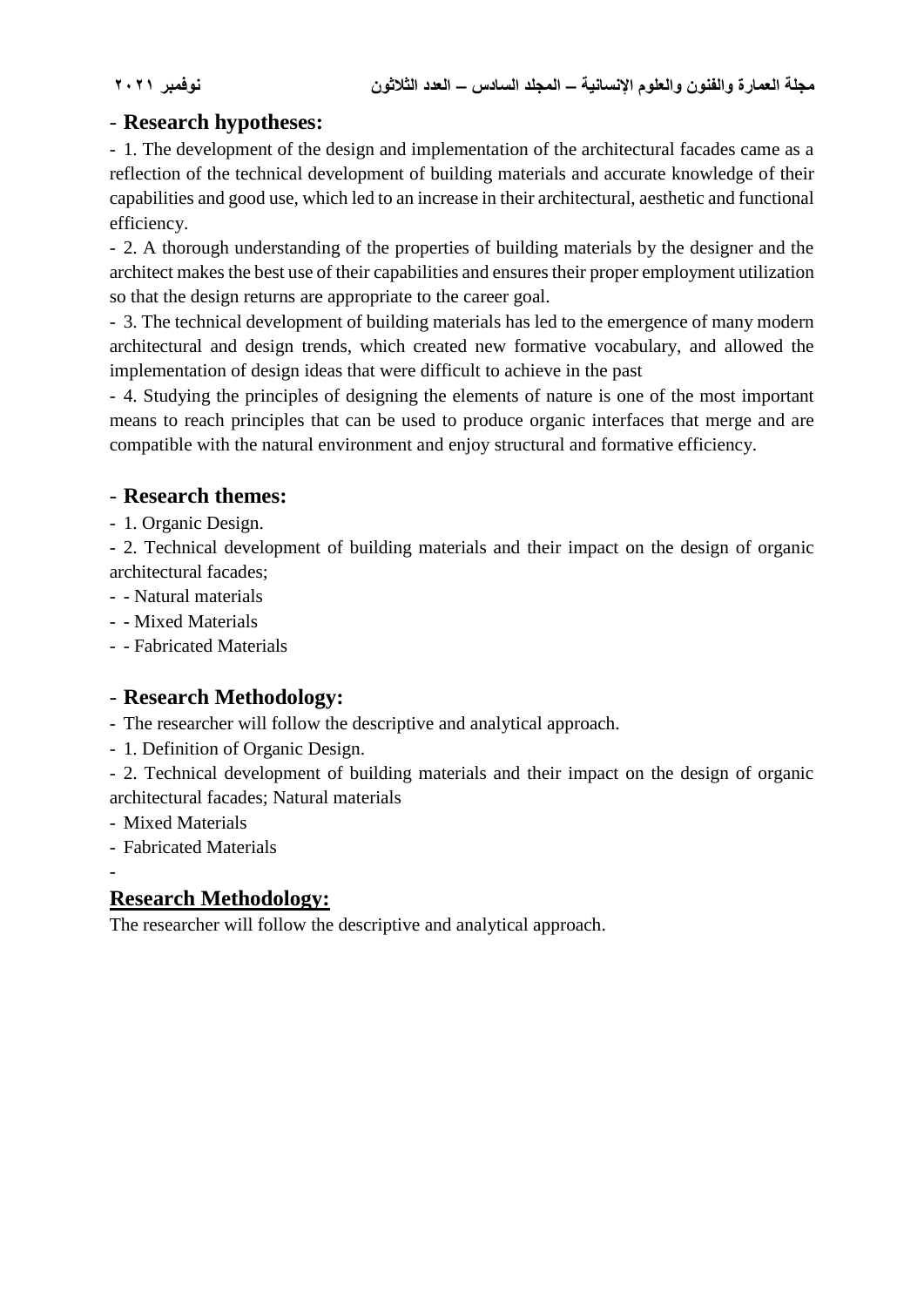## - Research hypotheses:

- 1. The development of the design and implementation of the architectural facades came as a reflection of the technical development of building materials and accurate knowledge of their capabilities and good use, which led to an increase in their architectural, aesthetic and functional efficiency.

- 2. A thorough understanding of the properties of building materials by the designer and the architect makes the best use of their capabilities and ensures their proper employment utilization so that the design returns are appropriate to the career goal.

- 3. The technical development of building materials has led to the emergence of many modern architectural and design trends, which created new formative vocabulary, and allowed the implementation of design ideas that were difficult to achieve in the past

- 4. Studying the principles of designing the elements of nature is one of the most important means to reach principles that can be used to produce organic interfaces that merge and are compatible with the natural environment and enjoy structural and formative efficiency.

## - Research themes:

- 1. Organic Design.
- 2. Technical development of building materials and their impact on the design of organic architectural facades;
- - Natural materials
- - Mixed Materials
- - Fabricated Materials

## - Research Methodology:

- The researcher will follow the descriptive and analytical approach.
- 1. Definition of Organic Design.
- 2. Technical development of building materials and their impact on the design of organic architectural facades; Natural materials
- Mixed Materials
- Fabricated Materials

-

## Research Methodology:

The researcher will follow the descriptive and analytical approach.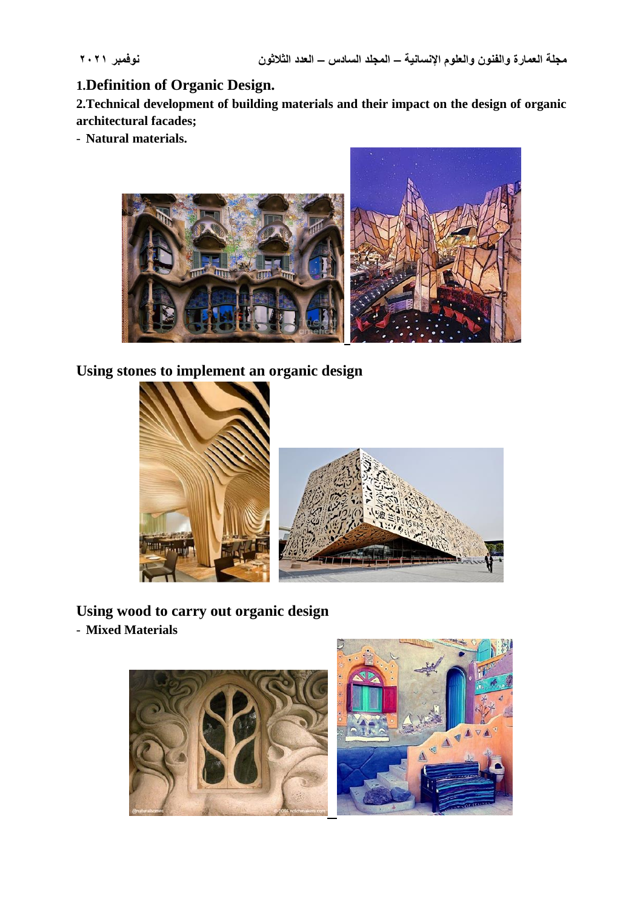1.**Definition of Organic Design.**

**2.Technical development of building materials and their impact on the design of organic architectural facades;**

- **Natural materials.**

**Using stones to implement an organic design**

**Using wood to carry out organic design**

- **Mixed Materials**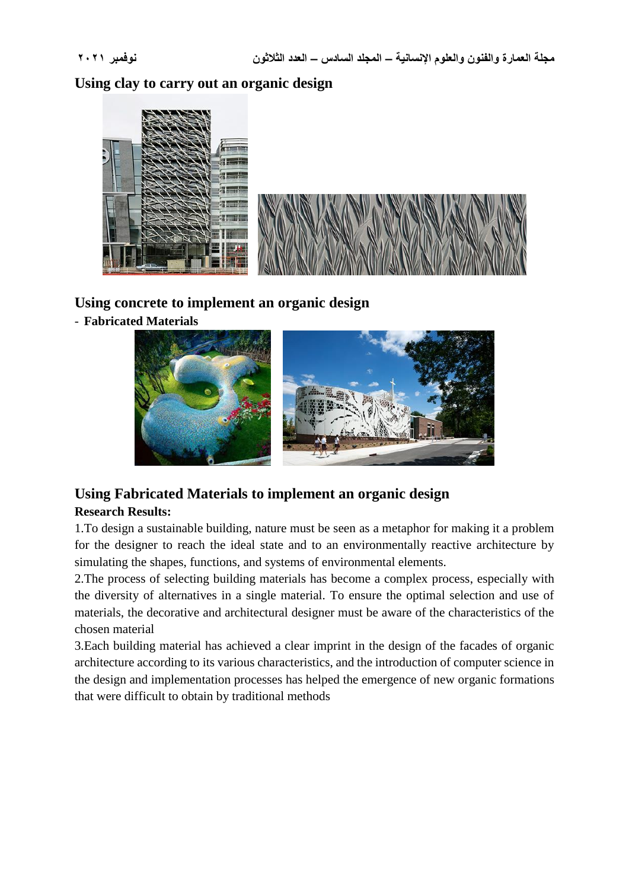## Using clay to carry out an organic design

## Using concrete to implement an organic design

- **Fabricated Materials**

## Using Fabricated Materials to implement an organic design

**Research Results:**

1.To design a sustainable building, nature must be seen as a metaphor for making it a problem for the designer to reach the ideal state and to an environmentally reactive architecture by simulating the shapes, functions, and systems of environmental elements.

2.The process of selecting building materials has become a complex process, especially with the diversity of alternatives in a single material. To ensure the optimal selection and use of materials, the decorative and architectural designer must be aware of the characteristics of the chosen material

3.Each building material has achieved a clear imprint in the design of the facades of organic architecture according to its various characteristics, and the introduction of computer science in the design and implementation processes has helped the emergence of new organic formations that were difficult to obtain by traditional methods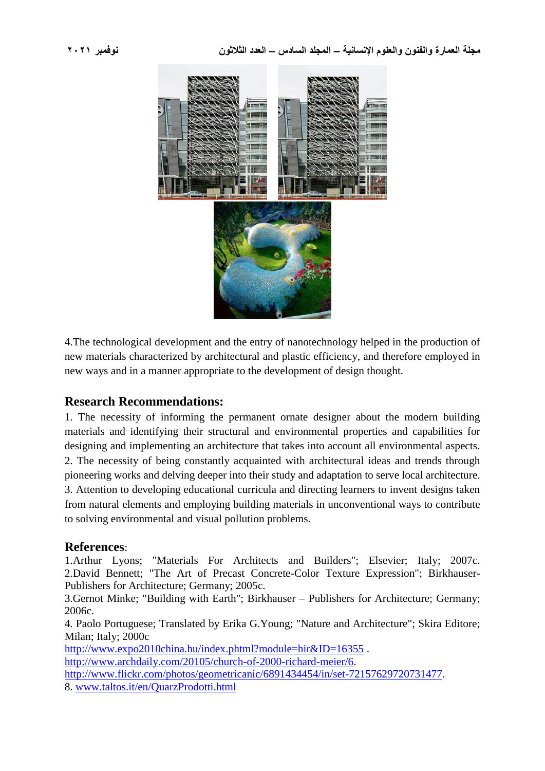4.The technological development and the entry of nanotechnology helped in the production of new materials characterized by architectural and plastic efficiency, and therefore employed in new ways and in a manner appropriate to the development of design thought.

## Research Recommendations:

1. The necessity of informing the permanent ornate designer about the modern building materials and identifying their structural and environmental properties and capabilities for designing and implementing an architecture that takes into account all environmental aspects.
2. The necessity of being constantly acquainted with architectural ideas and trends through pioneering works and delving deeper into their study and adaptation to serve local architecture.
3. Attention to developing educational curricula and directing learners to invent designs taken from natural elements and employing building materials in unconventional ways to contribute to solving environmental and visual pollution problems.

## References:

1.Arthur Lyons; "Materials For Architects and Builders"; Elsevier; Italy; 2007c.
2.David Bennett; "The Art of Precast Concrete-Color Texture Expression"; Birkhauser-Publishers for Architecture; Germany; 2005c.
3.Gernot Minke; "Building with Earth"; Birkhauser – Publishers for Architecture; Germany; 2006c.
4. Paolo Portuguese; Translated by Erika G.Young; "Nature and Architecture"; Skira Editore; Milan; Italy; 2000c
http://www.expo2010china.hu/index.phtml?module=hir&ID=16355 .
http://www.archdaily.com/20105/church-of-2000-richard-meier/6.
http://www.flickr.com/photos/geometricanic/6891434454/in/set-72157629720731477.
8. www.taltos.it/en/QuarzProdotti.html